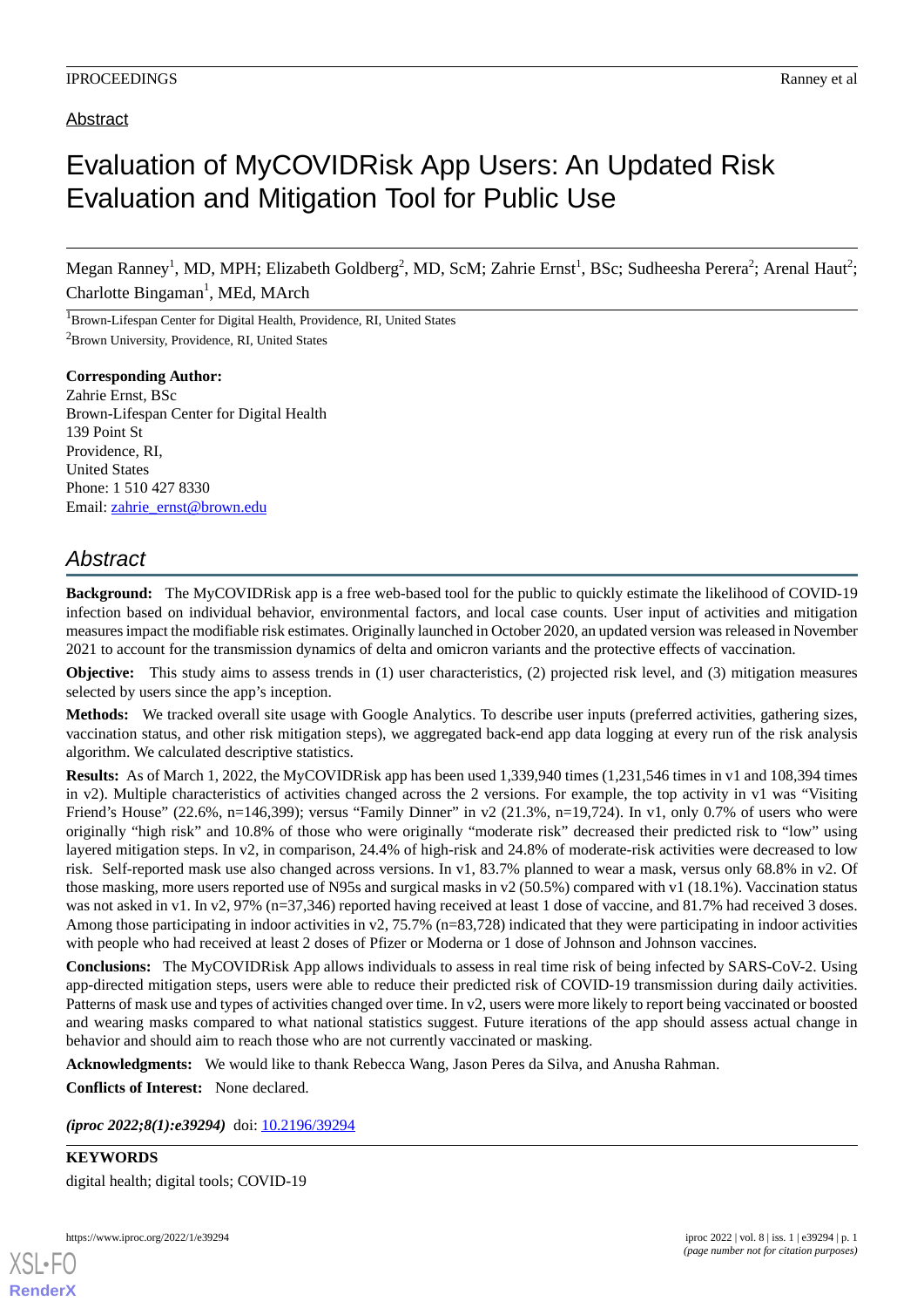Abstract

# Evaluation of MyCOVIDRisk App Users: An Updated Risk Evaluation and Mitigation Tool for Public Use

Megan Ranney[1], MD, MPH; Elizabeth Goldberg[2], MD, ScM; Zahrie Ernst[1], BSc; Sudheesha Perera[2]; Arenal Haut[2]; Charlotte Bingaman[1], MEd, MArch

[1]Brown-Lifespan Center for Digital Health, Providence, RI, United States

[2]Brown University, Providence, RI, United States

**Corresponding Author:**
Zahrie Ernst, BSc
Brown-Lifespan Center for Digital Health
139 Point St
Providence, RI,
United States
Phone: 1 510 427 8330
Email: zahrie_ernst@brown.edu

## *Abstract*

**Background:** The MyCOVIDRisk app is a free web-based tool for the public to quickly estimate the likelihood of COVID-19 infection based on individual behavior, environmental factors, and local case counts. User input of activities and mitigation measures impact the modifiable risk estimates. Originally launched in October 2020, an updated version was released in November 2021 to account for the transmission dynamics of delta and omicron variants and the protective effects of vaccination.

**Objective:** This study aims to assess trends in (1) user characteristics, (2) projected risk level, and (3) mitigation measures selected by users since the app's inception.

**Methods:** We tracked overall site usage with Google Analytics. To describe user inputs (preferred activities, gathering sizes, vaccination status, and other risk mitigation steps), we aggregated back-end app data logging at every run of the risk analysis algorithm. We calculated descriptive statistics.

**Results:** As of March 1, 2022, the MyCOVIDRisk app has been used 1,339,940 times (1,231,546 times in v1 and 108,394 times in v2). Multiple characteristics of activities changed across the 2 versions. For example, the top activity in v1 was "Visiting Friend's House" (22.6%, n=146,399); versus "Family Dinner" in v2 (21.3%, n=19,724). In v1, only 0.7% of users who were originally "high risk" and 10.8% of those who were originally "moderate risk" decreased their predicted risk to "low" using layered mitigation steps. In v2, in comparison, 24.4% of high-risk and 24.8% of moderate-risk activities were decreased to low risk. Self-reported mask use also changed across versions. In v1, 83.7% planned to wear a mask, versus only 68.8% in v2. Of those masking, more users reported use of N95s and surgical masks in v2 (50.5%) compared with v1 (18.1%). Vaccination status was not asked in v1. In v2, 97% (n=37,346) reported having received at least 1 dose of vaccine, and 81.7% had received 3 doses. Among those participating in indoor activities in v2, 75.7% (n=83,728) indicated that they were participating in indoor activities with people who had received at least 2 doses of Pfizer or Moderna or 1 dose of Johnson and Johnson vaccines.

**Conclusions:** The MyCOVIDRisk App allows individuals to assess in real time risk of being infected by SARS-CoV-2. Using app-directed mitigation steps, users were able to reduce their predicted risk of COVID-19 transmission during daily activities. Patterns of mask use and types of activities changed over time. In v2, users were more likely to report being vaccinated or boosted and wearing masks compared to what national statistics suggest. Future iterations of the app should assess actual change in behavior and should aim to reach those who are not currently vaccinated or masking.

**Acknowledgments:** We would like to thank Rebecca Wang, Jason Peres da Silva, and Anusha Rahman.

**Conflicts of Interest:** None declared.

*(iproc 2022;8(1):e39294)* doi: 10.2196/39294

**KEYWORDS**

digital health; digital tools; COVID-19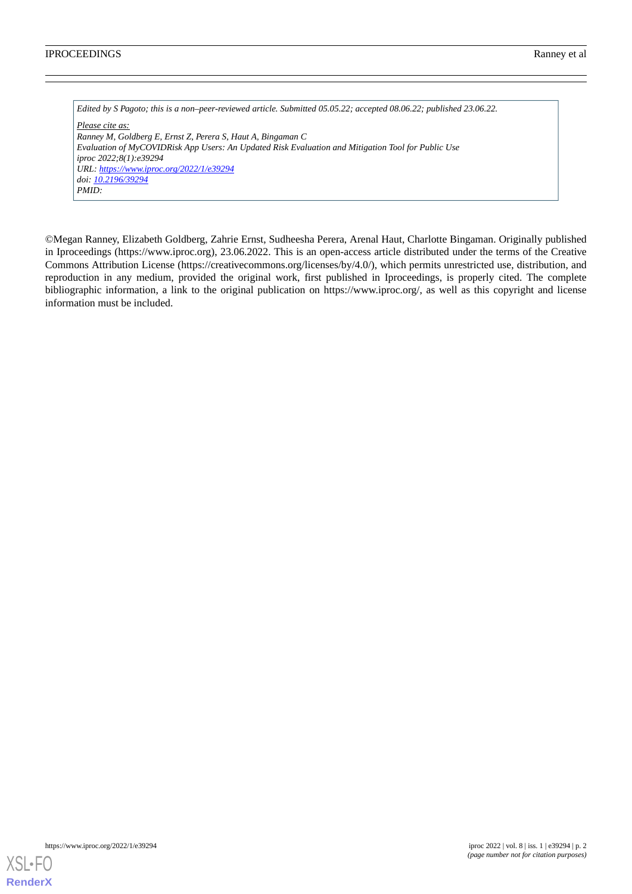*Edited by S Pagoto; this is a non–peer-reviewed article. Submitted 05.05.22; accepted 08.06.22; published 23.06.22.*

*Please cite as:*
*Ranney M, Goldberg E, Ernst Z, Perera S, Haut A, Bingaman C*
*Evaluation of MyCOVIDRisk App Users: An Updated Risk Evaluation and Mitigation Tool for Public Use*
*iproc 2022;8(1):e39294*
*URL: https://www.iproc.org/2022/1/e39294*
*doi: 10.2196/39294*
*PMID:*

©Megan Ranney, Elizabeth Goldberg, Zahrie Ernst, Sudheesha Perera, Arenal Haut, Charlotte Bingaman. Originally published in Iproceedings (https://www.iproc.org), 23.06.2022. This is an open-access article distributed under the terms of the Creative Commons Attribution License (https://creativecommons.org/licenses/by/4.0/), which permits unrestricted use, distribution, and reproduction in any medium, provided the original work, first published in Iproceedings, is properly cited. The complete bibliographic information, a link to the original publication on https://www.iproc.org/, as well as this copyright and license information must be included.